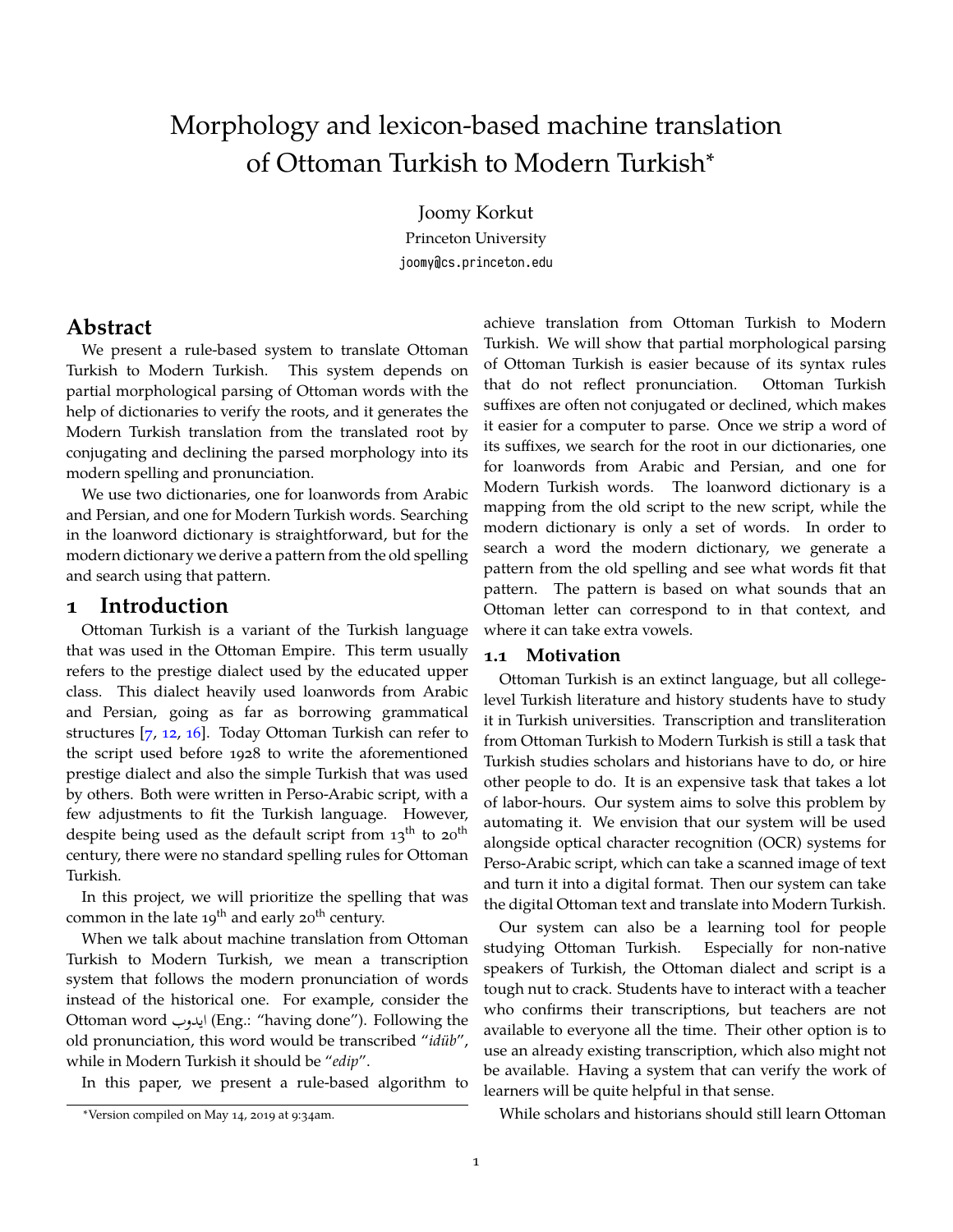# Morphology and lexicon-based machine translation of Ottoman Turkish to Modern Turkish*

Joomy Korkut
Princeton University
joomy@cs.princeton.edu

## Abstract

We present a rule-based system to translate Ottoman Turkish to Modern Turkish. This system depends on partial morphological parsing of Ottoman words with the help of dictionaries to verify the roots, and it generates the Modern Turkish translation from the translated root by conjugating and declining the parsed morphology into its modern spelling and pronunciation.

We use two dictionaries, one for loanwords from Arabic and Persian, and one for Modern Turkish words. Searching in the loanword dictionary is straightforward, but for the modern dictionary we derive a pattern from the old spelling and search using that pattern.

## 1 Introduction

Ottoman Turkish is a variant of the Turkish language that was used in the Ottoman Empire. This term usually refers to the prestige dialect used by the educated upper class. This dialect heavily used loanwords from Arabic and Persian, going as far as borrowing grammatical structures [7, 12, 16]. Today Ottoman Turkish can refer to the script used before 1928 to write the aforementioned prestige dialect and also the simple Turkish that was used by others. Both were written in Perso-Arabic script, with a few adjustments to fit the Turkish language. However, despite being used as the default script from 13th to 20th century, there were no standard spelling rules for Ottoman Turkish.

In this project, we will prioritize the spelling that was common in the late 19th and early 20th century.

When we talk about machine translation from Ottoman Turkish to Modern Turkish, we mean a transcription system that follows the modern pronunciation of words instead of the historical one. For example, consider the Ottoman word ايدوب (Eng.: "having done"). Following the old pronunciation, this word would be transcribed "*idüb*", while in Modern Turkish it should be "*edip*".

In this paper, we present a rule-based algorithm to achieve translation from Ottoman Turkish to Modern Turkish. We will show that partial morphological parsing of Ottoman Turkish is easier because of its syntax rules that do not reflect pronunciation. Ottoman Turkish suffixes are often not conjugated or declined, which makes it easier for a computer to parse. Once we strip a word of its suffixes, we search for the root in our dictionaries, one for loanwords from Arabic and Persian, and one for Modern Turkish words. The loanword dictionary is a mapping from the old script to the new script, while the modern dictionary is only a set of words. In order to search a word the modern dictionary, we generate a pattern from the old spelling and see what words fit that pattern. The pattern is based on what sounds that an Ottoman letter can correspond to in that context, and where it can take extra vowels.

### 1.1 Motivation

Ottoman Turkish is an extinct language, but all college-level Turkish literature and history students have to study it in Turkish universities. Transcription and transliteration from Ottoman Turkish to Modern Turkish is still a task that Turkish studies scholars and historians have to do, or hire other people to do. It is an expensive task that takes a lot of labor-hours. Our system aims to solve this problem by automating it. We envision that our system will be used alongside optical character recognition (OCR) systems for Perso-Arabic script, which can take a scanned image of text and turn it into a digital format. Then our system can take the digital Ottoman text and translate into Modern Turkish.

Our system can also be a learning tool for people studying Ottoman Turkish. Especially for non-native speakers of Turkish, the Ottoman dialect and script is a tough nut to crack. Students have to interact with a teacher who confirms their transcriptions, but teachers are not available to everyone all the time. Their other option is to use an already existing transcription, which also might not be available. Having a system that can verify the work of learners will be quite helpful in that sense.

While scholars and historians should still learn Ottoman

*Version compiled on May 14, 2019 at 9:34am.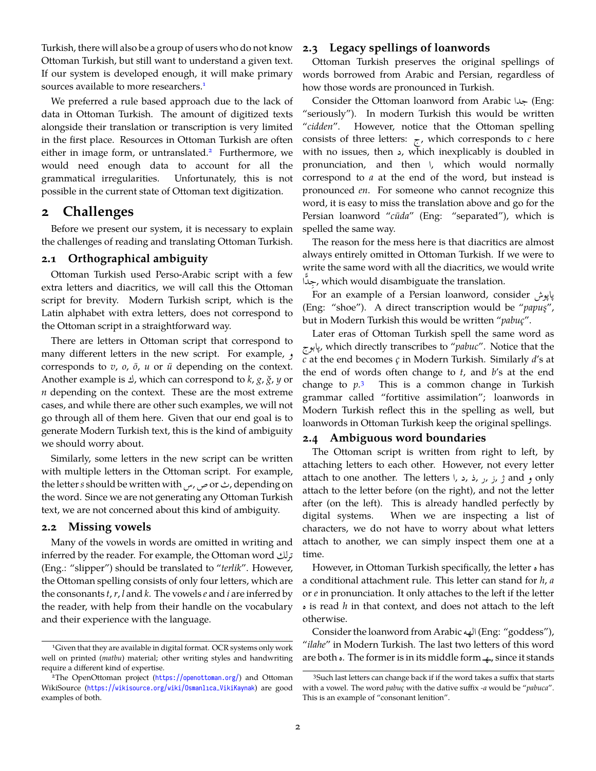Turkish, there will also be a group of users who do not know Ottoman Turkish, but still want to understand a given text. If our system is developed enough, it will make primary sources available to more researchers.[1]

We preferred a rule based approach due to the lack of data in Ottoman Turkish. The amount of digitized texts alongside their translation or transcription is very limited in the first place. Resources in Ottoman Turkish are often either in image form, or untranslated.[2] Furthermore, we would need enough data to account for all the grammatical irregularities. Unfortunately, this is not possible in the current state of Ottoman text digitization.

# 2 Challenges

Before we present our system, it is necessary to explain the challenges of reading and translating Ottoman Turkish.

## 2.1 Orthographical ambiguity

Ottoman Turkish used Perso-Arabic script with a few extra letters and diacritics, we will call this the Ottoman script for brevity. Modern Turkish script, which is the Latin alphabet with extra letters, does not correspond to the Ottoman script in a straightforward way.

There are letters in Ottoman script that correspond to many different letters in the new script. For example, و corresponds to *v*, *o*, *ö*, *u* or *ü* depending on the context. Another example is ك, which can correspond to *k*, *g*, *ğ*, *y* or *n* depending on the context. These are the most extreme cases, and while there are other such examples, we will not go through all of them here. Given that our end goal is to generate Modern Turkish text, this is the kind of ambiguity we should worry about.

Similarly, some letters in the new script can be written with multiple letters in the Ottoman script. For example, the letter *s* should be written with س, ص or ث, depending on the word. Since we are not generating any Ottoman Turkish text, we are not concerned about this kind of ambiguity.

## 2.2 Missing vowels

Many of the vowels in words are omitted in writing and inferred by the reader. For example, the Ottoman word ترلك (Eng.: "slipper") should be translated to "*terlik*". However, the Ottoman spelling consists of only four letters, which are the consonants *t*, *r*, *l* and *k*. The vowels *e* and *i* are inferred by the reader, with help from their handle on the vocabulary and their experience with the language.

## 2.3 Legacy spellings of loanwords

Ottoman Turkish preserves the original spellings of words borrowed from Arabic and Persian, regardless of how those words are pronounced in Turkish.

Consider the Ottoman loanword from Arabic جدا (Eng: "seriously"). In modern Turkish this would be written "*cidden*". However, notice that the Ottoman spelling consists of three letters: ج, which corresponds to *c* here with no issues, then د, which inexplicably is doubled in pronunciation, and then ا, which would normally correspond to *a* at the end of the word, but instead is pronounced *en*. For someone who cannot recognize this word, it is easy to miss the translation above and go for the Persian loanword "*cüda*" (Eng: "separated"), which is spelled the same way.

The reason for the mess here is that diacritics are almost always entirely omitted in Ottoman Turkish. If we were to write the same word with all the diacritics, we would write جِدًّا, which would disambiguate the translation.

For an example of a Persian loanword, consider پاپوش (Eng: "shoe"). A direct transcription would be "*papuş*", but in Modern Turkish this would be written "*pabuç*".

Later eras of Ottoman Turkish spell the same word as پابوج, which directly transcribes to "*pabuc*". Notice that the *c* at the end becomes *ç* in Modern Turkish. Similarly *d*'s at the end of words often change to *t*, and *b*'s at the end change to *p*.[3] This is a common change in Turkish grammar called "fortitive assimilation"; loanwords in Modern Turkish reflect this in the spelling as well, but loanwords in Ottoman Turkish keep the original spellings.

## 2.4 Ambiguous word boundaries

The Ottoman script is written from right to left, by attaching letters to each other. However, not every letter attach to one another. The letters ا, د, ذ, ر, ز, ژ and و only attach to the letter before (on the right), and not the letter after (on the left). This is already handled perfectly by digital systems. When we are inspecting a list of characters, we do not have to worry about what letters attach to another, we can simply inspect them one at a time.

However, in Ottoman Turkish specifically, the letter ه has a conditional attachment rule. This letter can stand for *h*, *a* or *e* in pronunciation. It only attaches to the left if the letter ه is read *h* in that context, and does not attach to the left otherwise.

Consider the loanword from Arabic الهه (Eng: "goddess"), "*ilahe*" in Modern Turkish. The last two letters of this word are both ه. The former is in its middle form ـهـ, since it stands

[1] Given that they are available in digital format. OCR systems only work well on printed (*matbu*) material; other writing styles and handwriting require a different kind of expertise.

[2] The OpenOttoman project (https://openottoman.org/) and Ottoman WikiSource (https://wikisource.org/wiki/Osmanlıca_VikiKaynak) are good examples of both.

[3] Such last letters can change back if if the word takes a suffix that starts with a vowel. The word *pabuç* with the dative suffix *-a* would be "*pabuca*". This is an example of "consonant lenition".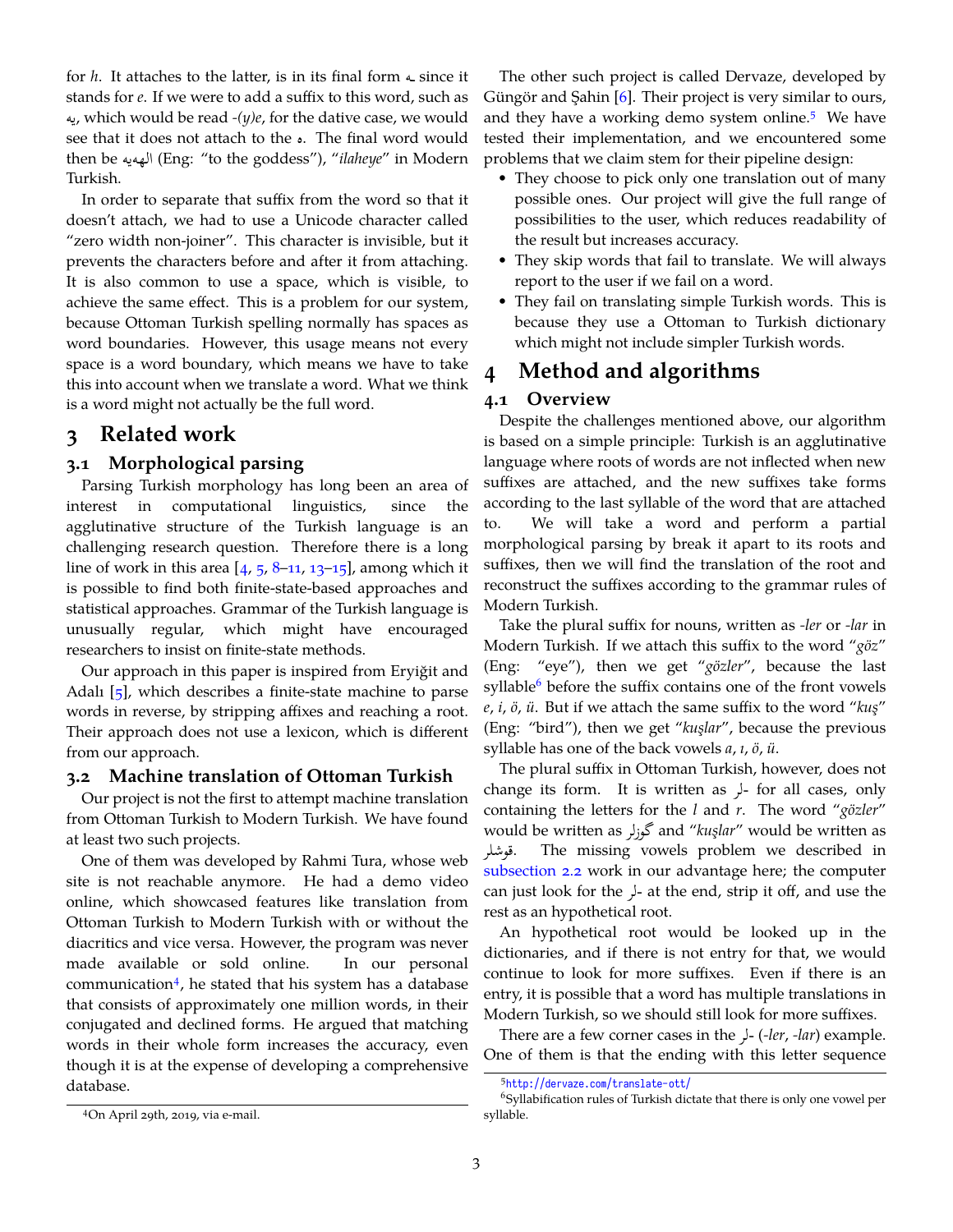for *h*. It attaches to the latter, is in its final form ـه since it stands for *e*. If we were to add a suffix to this word, such as یه, which would be read *-(y)e*, for the dative case, we would see that it does not attach to the ه. The final word would then be الهه‌یه (Eng: "to the goddess"), "*ilaheye*" in Modern Turkish.

In order to separate that suffix from the word so that it doesn't attach, we had to use a Unicode character called "zero width non-joiner". This character is invisible, but it prevents the characters before and after it from attaching. It is also common to use a space, which is visible, to achieve the same effect. This is a problem for our system, because Ottoman Turkish spelling normally has spaces as word boundaries. However, this usage means not every space is a word boundary, which means we have to take this into account when we translate a word. What we think is a word might not actually be the full word.

# 3 Related work

## 3.1 Morphological parsing

Parsing Turkish morphology has long been an area of interest in computational linguistics, since the agglutinative structure of the Turkish language is an challenging research question. Therefore there is a long line of work in this area [4, 5, 8–11, 13–15], among which it is possible to find both finite-state-based approaches and statistical approaches. Grammar of the Turkish language is unusually regular, which might have encouraged researchers to insist on finite-state methods.

Our approach in this paper is inspired from Eryiğit and Adalı [5], which describes a finite-state machine to parse words in reverse, by stripping affixes and reaching a root. Their approach does not use a lexicon, which is different from our approach.

## 3.2 Machine translation of Ottoman Turkish

Our project is not the first to attempt machine translation from Ottoman Turkish to Modern Turkish. We have found at least two such projects.

One of them was developed by Rahmi Tura, whose web site is not reachable anymore. He had a demo video online, which showcased features like translation from Ottoman Turkish to Modern Turkish with or without the diacritics and vice versa. However, the program was never made available or sold online. In our personal communication[4], he stated that his system has a database that consists of approximately one million words, in their conjugated and declined forms. He argued that matching words in their whole form increases the accuracy, even though it is at the expense of developing a comprehensive database.

The other such project is called Dervaze, developed by Güngör and Şahin [6]. Their project is very similar to ours, and they have a working demo system online.[5] We have tested their implementation, and we encountered some problems that we claim stem for their pipeline design:

- They choose to pick only one translation out of many possible ones. Our project will give the full range of possibilities to the user, which reduces readability of the result but increases accuracy.
- They skip words that fail to translate. We will always report to the user if we fail on a word.
- They fail on translating simple Turkish words. This is because they use a Ottoman to Turkish dictionary which might not include simpler Turkish words.

# 4 Method and algorithms

## 4.1 Overview

Despite the challenges mentioned above, our algorithm is based on a simple principle: Turkish is an agglutinative language where roots of words are not inflected when new suffixes are attached, and the new suffixes take forms according to the last syllable of the word that are attached to. We will take a word and perform a partial morphological parsing by break it apart to its roots and suffixes, then we will find the translation of the root and reconstruct the suffixes according to the grammar rules of Modern Turkish.

Take the plural suffix for nouns, written as *-ler* or *-lar* in Modern Turkish. If we attach this suffix to the word "*göz*" (Eng: "eye"), then we get "*gözler*", because the last syllable[6] before the suffix contains one of the front vowels *e*, *i*, *ö*, *ü*. But if we attach the same suffix to the word "*kuş*" (Eng: "bird"), then we get "*kuşlar*", because the previous syllable has one of the back vowels *a*, *ı*, *ö*, *ü*.

The plural suffix in Ottoman Turkish, however, does not change its form. It is written as لر- for all cases, only containing the letters for the *l* and *r*. The word "*gözler*" would be written as گوزلر and "*kuşlar*" would be written as قوشلر. The missing vowels problem we described in subsection 2.2 work in our advantage here; the computer can just look for the لر- at the end, strip it off, and use the rest as an hypothetical root.

An hypothetical root would be looked up in the dictionaries, and if there is not entry for that, we would continue to look for more suffixes. Even if there is an entry, it is possible that a word has multiple translations in Modern Turkish, so we should still look for more suffixes.

There are a few corner cases in the لر- (*-ler*, *-lar*) example. One of them is that the ending with this letter sequence

[4] On April 29th, 2019, via e-mail.

[5] http://dervaze.com/translate-ott/

[6] Syllabification rules of Turkish dictate that there is only one vowel per syllable.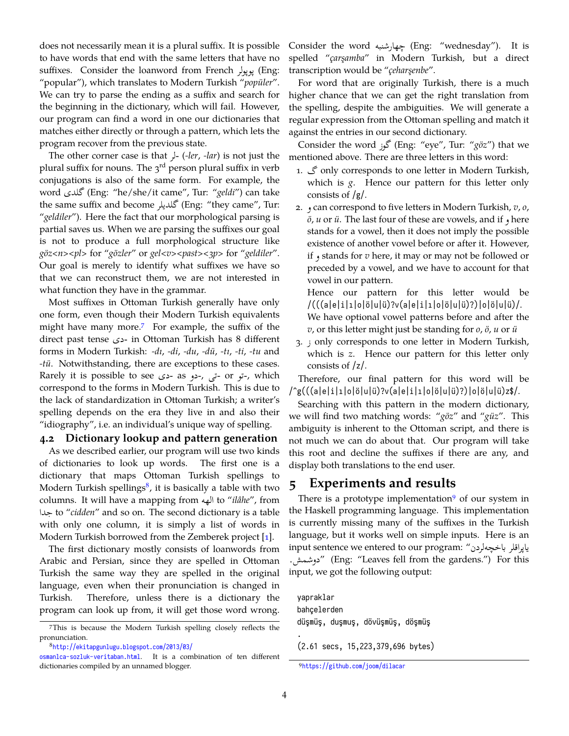does not necessarily mean it is a plural suffix. It is possible to have words that end with the same letters that have no suffixes. Consider the loanword from French پوپولر (Eng: "popular"), which translates to Modern Turkish "*popüler*". We can try to parse the ending as a suffix and search for the beginning in the dictionary, which will fail. However, our program can find a word in one our dictionaries that matches either directly or through a pattern, which lets the program recover from the previous state.

The other corner case is that لر- (*-ler*, *-lar*) is not just the plural suffix for nouns. The 3rd person plural suffix in verb conjugations is also of the same form. For example, the word گلدی (Eng: "he/she/it came", Tur: "*geldi*") can take the same suffix and become گلدیلر (Eng: "they came", Tur: "*geldiler*"). Here the fact that our morphological parsing is partial saves us. When we are parsing the suffixes our goal is not to produce a full morphological structure like *göz<n><pl>* for "*gözler*" or *gel<v><past><3p>* for "*geldiler*". Our goal is merely to identify what suffixes we have so that we can reconstruct them, we are not interested in what function they have in the grammar.

Most suffixes in Ottoman Turkish generally have only one form, even though their Modern Turkish equivalents might have many more.[7] For example, the suffix of the direct past tense دی- in Ottoman Turkish has 8 different forms in Modern Turkish: *-dı*, *-di*, *-du*, *-dü*, *-tı*, *-ti*, *-tu* and *-tü*. Notwithstanding, there are exceptions to these cases. Rarely it is possible to see دی- as دو-, تی- or تو-, which correspond to the forms in Modern Turkish. This is due to the lack of standardization in Ottoman Turkish; a writer's spelling depends on the era they live in and also their "idiography", i.e. an individual's unique way of spelling.

## 4.2 Dictionary lookup and pattern generation

As we described earlier, our program will use two kinds of dictionaries to look up words. The first one is a dictionary that maps Ottoman Turkish spellings to Modern Turkish spellings[8], it is basically a table with two columns. It will have a mapping from الهه to "*ilâhe*", from جدا to "*cidden*" and so on. The second dictionary is a table with only one column, it is simply a list of words in Modern Turkish borrowed from the Zemberek project [1].

The first dictionary mostly consists of loanwords from Arabic and Persian, since they are spelled in Ottoman Turkish the same way they are spelled in the original language, even when their pronunciation is changed in Turkish. Therefore, unless there is a dictionary the program can look up from, it will get those word wrong.

Consider the word چهارشنبه (Eng: "wednesday"). It is spelled "*çarşamba*" in Modern Turkish, but a direct transcription would be "*çeharşenbe*".

For word that are originally Turkish, there is a much higher chance that we can get the right translation from the spelling, despite the ambiguities. We will generate a regular expression from the Ottoman spelling and match it against the entries in our second dictionary.

Consider the word گوز (Eng: "eye", Tur: "*göz*") that we mentioned above. There are three letters in this word:

1. گ only corresponds to one letter in Modern Turkish, which is *g*. Hence our pattern for this letter only consists of `/g/`.
2. و can correspond to five letters in Modern Turkish, *v*, *o*, *ö*, *u* or *ü*. The last four of these are vowels, and if و here stands for a vowel, then it does not imply the possible existence of another vowel before or after it. However, if و stands for *v* here, it may or may not be followed or preceded by a vowel, and we have to account for that vowel in our pattern.
   Hence our pattern for this letter would be `/(((a|e|i|ı|o|ö|u|ü)?v(a|e|i|ı|o|ö|u|ü)?)|o|ö|u|ü)/`. We have optional vowel patterns before and after the *v*, or this letter might just be standing for *o*, *ö*, *u* or *ü*
3. ز only corresponds to one letter in Modern Turkish, which is *z*. Hence our pattern for this letter only consists of `/z/`.

Therefore, our final pattern for this word will be `/^g(((a|e|i|ı|o|ö|u|ü)?v(a|e|i|ı|o|ö|u|ü)?)|o|ö|u|ü)z$/`.

Searching with this pattern in the modern dictionary, we will find two matching words: "*göz*" and "*güz*". This ambiguity is inherent to the Ottoman script, and there is not much we can do about that. Our program will take this root and decline the suffixes if there are any, and display both translations to the end user.

# 5 Experiments and results

There is a prototype implementation[9] of our system in the Haskell programming language. This implementation is currently missing many of the suffixes in the Turkish language, but it works well on simple inputs. Here is an input sentence we entered to our program: "یاپراقلر باخچەلردن دوشمش." (Eng: "Leaves fell from the gardens.") For this input, we got the following output:

```
yapraklar
bahçelerden
düşmüş, duşmuş, dövüşmüş, döşmüş
.
(2.61 secs, 15,223,379,696 bytes)
```

---

[7] This is because the Modern Turkish spelling closely reflects the pronunciation.

[8] http://ekitapgunlugu.blogspot.com/2013/03/osmanlca-sozluk-veritaban.html. It is a combination of ten different dictionaries compiled by an unnamed blogger.

[9] https://github.com/joom/dilacar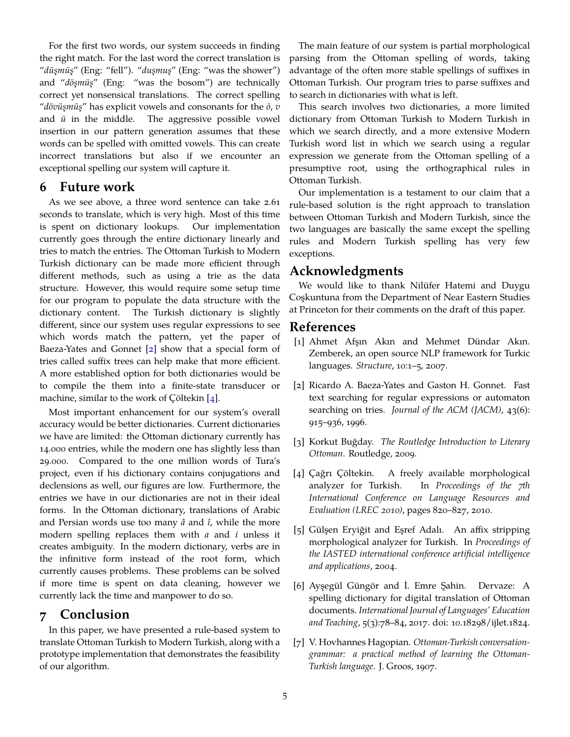For the first two words, our system succeeds in finding the right match. For the last word the correct translation is "*düşmüş*" (Eng: "fell"). "*duşmuş*" (Eng: "was the shower") and "*döşmüş*" (Eng: "was the bosom") are technically correct yet nonsensical translations. The correct spelling "*dövüşmüş*" has explicit vowels and consonants for the *ö*, *v* and *ü* in the middle. The aggressive possible vowel insertion in our pattern generation assumes that these words can be spelled with omitted vowels. This can create incorrect translations but also if we encounter an exceptional spelling our system will capture it.

## 6 Future work

As we see above, a three word sentence can take 2.61 seconds to translate, which is very high. Most of this time is spent on dictionary lookups. Our implementation currently goes through the entire dictionary linearly and tries to match the entries. The Ottoman Turkish to Modern Turkish dictionary can be made more efficient through different methods, such as using a trie as the data structure. However, this would require some setup time for our program to populate the data structure with the dictionary content. The Turkish dictionary is slightly different, since our system uses regular expressions to see which words match the pattern, yet the paper of Baeza-Yates and Gonnet [2] show that a special form of tries called suffix trees can help make that more efficient. A more established option for both dictionaries would be to compile the them into a finite-state transducer or machine, similar to the work of Çöltekin [4].

Most important enhancement for our system's overall accuracy would be better dictionaries. Current dictionaries we have are limited: the Ottoman dictionary currently has 14.000 entries, while the modern one has slightly less than 29.000. Compared to the one million words of Tura's project, even if his dictionary contains conjugations and declensions as well, our figures are low. Furthermore, the entries we have in our dictionaries are not in their ideal forms. In the Ottoman dictionary, translations of Arabic and Persian words use too many *â* and *î*, while the more modern spelling replaces them with *a* and *i* unless it creates ambiguity. In the modern dictionary, verbs are in the infinitive form instead of the root form, which currently causes problems. These problems can be solved if more time is spent on data cleaning, however we currently lack the time and manpower to do so.

## 7 Conclusion

In this paper, we have presented a rule-based system to translate Ottoman Turkish to Modern Turkish, along with a prototype implementation that demonstrates the feasibility of our algorithm.

The main feature of our system is partial morphological parsing from the Ottoman spelling of words, taking advantage of the often more stable spellings of suffixes in Ottoman Turkish. Our program tries to parse suffixes and to search in dictionaries with what is left.

This search involves two dictionaries, a more limited dictionary from Ottoman Turkish to Modern Turkish in which we search directly, and a more extensive Modern Turkish word list in which we search using a regular expression we generate from the Ottoman spelling of a presumptive root, using the orthographical rules in Ottoman Turkish.

Our implementation is a testament to our claim that a rule-based solution is the right approach to translation between Ottoman Turkish and Modern Turkish, since the two languages are basically the same except the spelling rules and Modern Turkish spelling has very few exceptions.

## Acknowledgments

We would like to thank Nilüfer Hatemi and Duygu Coşkuntuna from the Department of Near Eastern Studies at Princeton for their comments on the draft of this paper.

## References

[1] Ahmet Afşın Akın and Mehmet Dündar Akın. Zemberek, an open source NLP framework for Turkic languages. *Structure*, 10:1–5, 2007.

[2] Ricardo A. Baeza-Yates and Gaston H. Gonnet. Fast text searching for regular expressions or automaton searching on tries. *Journal of the ACM (JACM)*, 43(6): 915–936, 1996.

[3] Korkut Buğday. *The Routledge Introduction to Literary Ottoman*. Routledge, 2009.

[4] Çağrı Çöltekin. A freely available morphological analyzer for Turkish. In *Proceedings of the 7th International Conference on Language Resources and Evaluation (LREC 2010)*, pages 820–827, 2010.

[5] Gülşen Eryiğit and Eşref Adalı. An affix stripping morphological analyzer for Turkish. In *Proceedings of the IASTED international conference artificial intelligence and applications*, 2004.

[6] Ayşegül Güngör and İ. Emre Şahin. Dervaze: A spelling dictionary for digital translation of Ottoman documents. *International Journal of Languages' Education and Teaching*, 5(3):78–84, 2017. doi: 10.18298/ijlet.1824.

[7] V. Hovhannes Hagopian. *Ottoman-Turkish conversation-grammar: a practical method of learning the Ottoman-Turkish language*. J. Groos, 1907.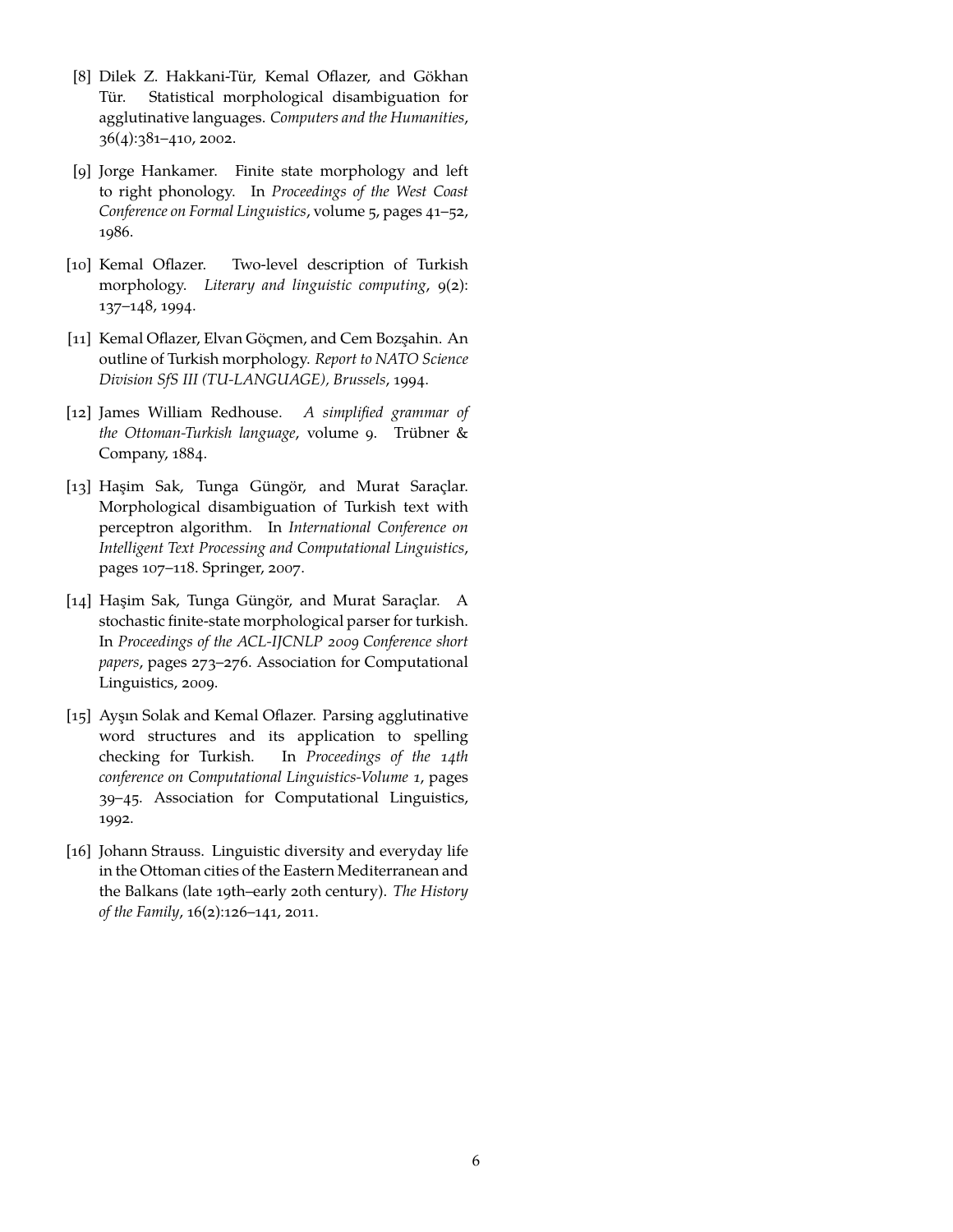[8] Dilek Z. Hakkani-Tür, Kemal Oflazer, and Gökhan Tür. Statistical morphological disambiguation for agglutinative languages. *Computers and the Humanities*, 36(4):381–410, 2002.

[9] Jorge Hankamer. Finite state morphology and left to right phonology. In *Proceedings of the West Coast Conference on Formal Linguistics*, volume 5, pages 41–52, 1986.

[10] Kemal Oflazer. Two-level description of Turkish morphology. *Literary and linguistic computing*, 9(2): 137–148, 1994.

[11] Kemal Oflazer, Elvan Göçmen, and Cem Bozşahin. An outline of Turkish morphology. *Report to NATO Science Division SfS III (TU-LANGUAGE), Brussels*, 1994.

[12] James William Redhouse. *A simplified grammar of the Ottoman-Turkish language*, volume 9. Trübner & Company, 1884.

[13] Haşim Sak, Tunga Güngör, and Murat Saraçlar. Morphological disambiguation of Turkish text with perceptron algorithm. In *International Conference on Intelligent Text Processing and Computational Linguistics*, pages 107–118. Springer, 2007.

[14] Haşim Sak, Tunga Güngör, and Murat Saraçlar. A stochastic finite-state morphological parser for turkish. In *Proceedings of the ACL-IJCNLP 2009 Conference short papers*, pages 273–276. Association for Computational Linguistics, 2009.

[15] Ayşın Solak and Kemal Oflazer. Parsing agglutinative word structures and its application to spelling checking for Turkish. In *Proceedings of the 14th conference on Computational Linguistics-Volume 1*, pages 39–45. Association for Computational Linguistics, 1992.

[16] Johann Strauss. Linguistic diversity and everyday life in the Ottoman cities of the Eastern Mediterranean and the Balkans (late 19th–early 20th century). *The History of the Family*, 16(2):126–141, 2011.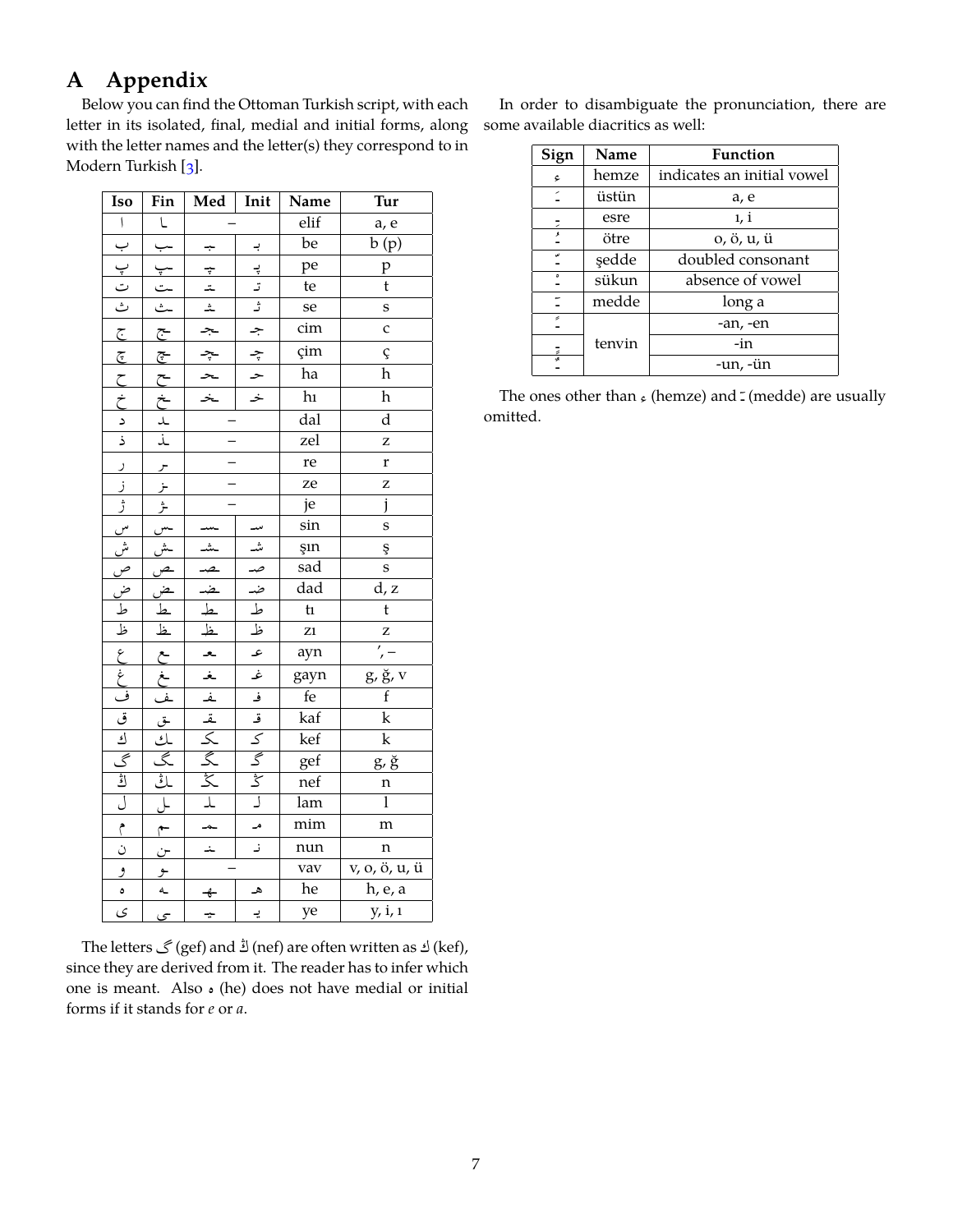# A Appendix

Below you can find the Ottoman Turkish script, with each letter in its isolated, final, medial and initial forms, along with the letter names and the letter(s) they correspond to in Modern Turkish [3].

| Iso | Fin | Med | Init | Name | Tur |
|---|---|---|---|---|---|
| ا | ـا | – | | elif | a, e |
| ب | ـب | ـبـ | بـ | be | b (p) |
| پ | ـپ | ـپـ | پـ | pe | p |
| ت | ـت | ـتـ | تـ | te | t |
| ث | ـث | ـثـ | ثـ | se | s |
| ج | ـج | ـجـ | جـ | cim | c |
| چ | ـچ | ـچـ | چـ | çim | ç |
| ح | ـح | ـحـ | حـ | ha | h |
| خ | ـخ | ـخـ | خـ | hı | h |
| د | ـد | – | | dal | d |
| ذ | ـذ | – | | zel | z |
| ر | ـر | – | | re | r |
| ز | ـز | – | | ze | z |
| ژ | ـژ | – | | je | j |
| س | ـس | ـسـ | سـ | sin | s |
| ش | ـش | ـشـ | شـ | şın | ş |
| ص | ـص | ـصـ | صـ | sad | s |
| ض | ـض | ـضـ | ضـ | dad | d, z |
| ط | ـط | ـطـ | طـ | tı | t |
| ظ | ـظ | ـظـ | ظـ | zı | z |
| ع | ـع | ـعـ | عـ | ayn | ', – |
| غ | ـغ | ـغـ | غـ | gayn | g, ğ, v |
| ف | ـف | ـفـ | فـ | fe | f |
| ق | ـق | ـقـ | قـ | kaf | k |
| ك | ـك | ـكـ | كـ | kef | k |
| گ | ـگ | ـگـ | گـ | gef | g, ğ |
| ڭ | ـڭ | ـڭـ | ڭـ | nef | n |
| ل | ـل | ـلـ | لـ | lam | l |
| م | ـم | ـمـ | مـ | mim | m |
| ن | ـن | ـنـ | نـ | nun | n |
| و | ـو | – | | vav | v, o, ö, u, ü |
| ه | ـه | ـهـ | هـ | he | h, e, a |
| ی | ـی | ـیـ | یـ | ye | y, i, ı |

The letters گ (gef) and ڭ (nef) are often written as ك (kef), since they are derived from it. The reader has to infer which one is meant. Also ه (he) does not have medial or initial forms if it stands for *e* or *a*.

In order to disambiguate the pronunciation, there are some available diacritics as well:

| Sign | Name | Function |
|---|---|---|
| ء | hemze | indicates an initial vowel |
| ـَ | üstün | a, e |
| ـِ | esre | ı, i |
| ـُ | ötre | o, ö, u, ü |
| ـّ | şedde | doubled consonant |
| ـْ | sükun | absence of vowel |
| ـٓ | medde | long a |
| ـً | tenvin | -an, -en |
| ـٍ | | -in |
| ـٌ | | -un, -ün |

The ones other than ء (hemze) and ـٓ (medde) are usually omitted.